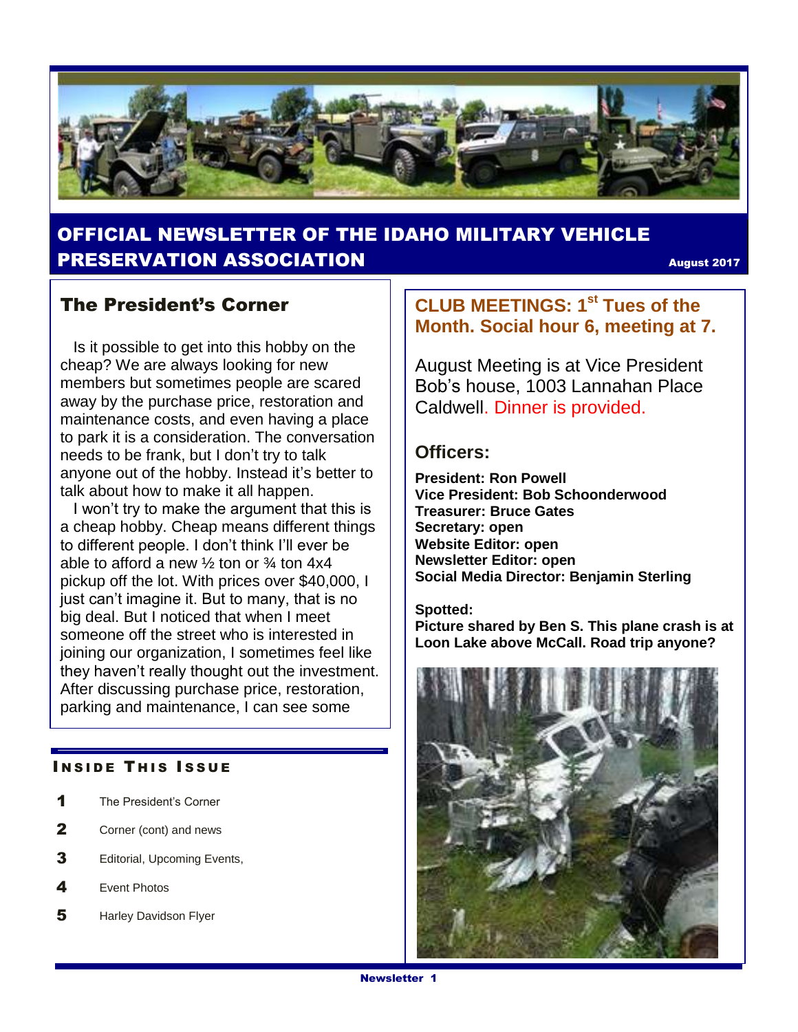# OFFICIAL NEWSLETTER OF THE IDAHO MILITARY VEHICLE PRESERVATION ASSOCIATION

August 2017

## The President's Corner

Is it possible to get into this hobby on the cheap? We are always looking for new members but sometimes people are scared away by the purchase price, restoration and maintenance costs, and even having a place to park it is a consideration. The conversation needs to be frank, but I don't try to talk anyone out of the hobby. Instead it's better to talk about how to make it all happen.

I won't try to make the argument that this is a cheap hobby. Cheap means different things to different people. I don't think I'll ever be able to afford a new ½ ton or ¾ ton 4x4 pickup off the lot. With prices over $40,000, I just can't imagine it. But to many, that is no big deal. But I noticed that when I meet someone off the street who is interested in joining our organization, I sometimes feel like they haven't really thought out the investment. After discussing purchase price, restoration, parking and maintenance, I can see some

### Inside This Issue

1. The President's Corner
2. Corner (cont) and news
3. Editorial, Upcoming Events,
4. Event Photos
5. Harley Davidson Flyer

## CLUB MEETINGS: 1st Tues of the Month. Social hour 6, meeting at 7.

August Meeting is at Vice President Bob's house, 1003 Lannahan Place Caldwell. Dinner is provided.

### Officers:

**President: Ron Powell**
**Vice President: Bob Schoonderwood**
**Treasurer: Bruce Gates**
**Secretary: open**
**Website Editor: open**
**Newsletter Editor: open**
**Social Media Director: Benjamin Sterling**

**Spotted:**
**Picture shared by Ben S. This plane crash is at Loon Lake above McCall. Road trip anyone?**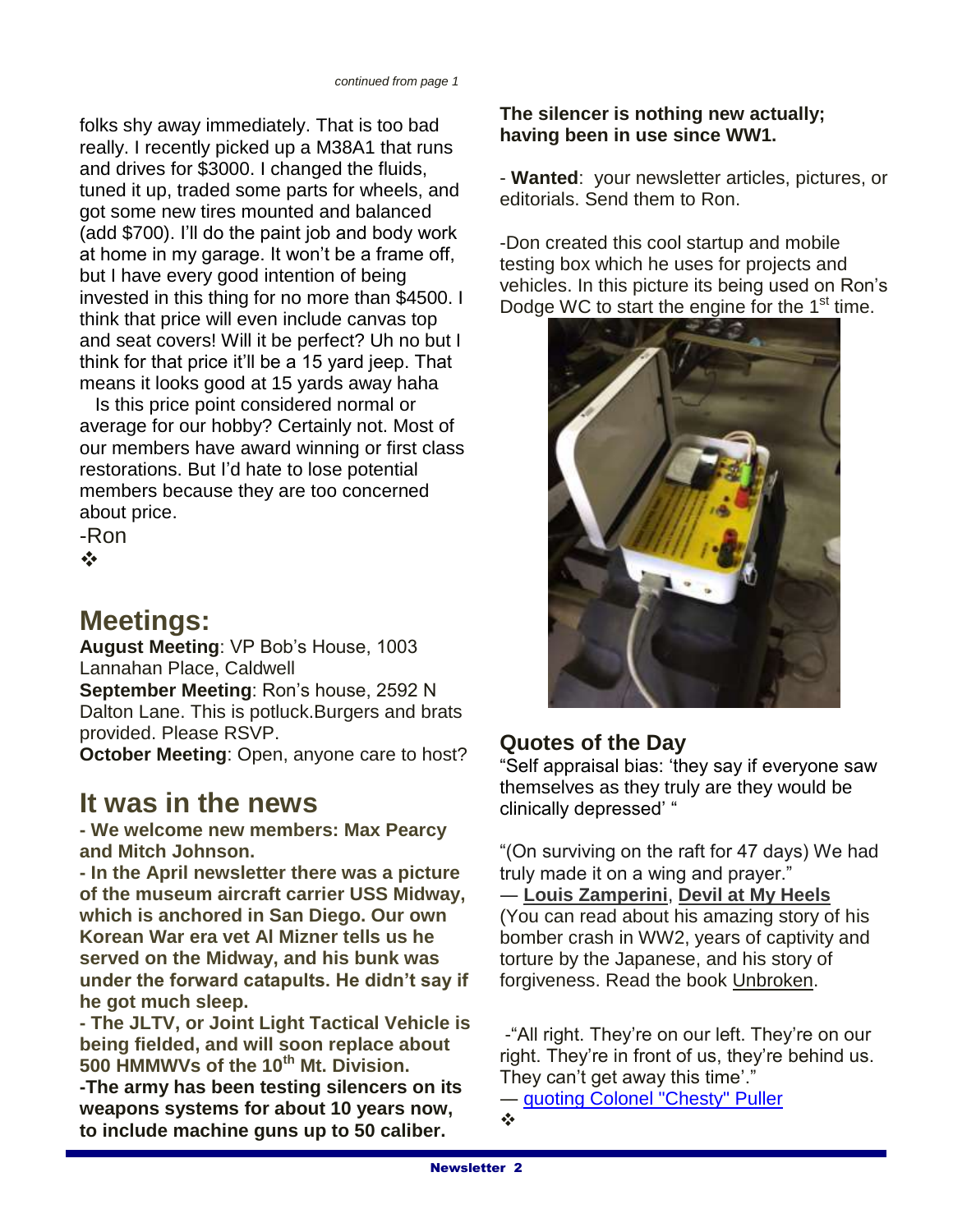*continued from page 1*

folks shy away immediately. That is too bad really. I recently picked up a M38A1 that runs and drives for $3000. I changed the fluids, tuned it up, traded some parts for wheels, and got some new tires mounted and balanced (add $700). I'll do the paint job and body work at home in my garage. It won't be a frame off, but I have every good intention of being invested in this thing for no more than $4500. I think that price will even include canvas top and seat covers! Will it be perfect? Uh no but I think for that price it'll be a 15 yard jeep. That means it looks good at 15 yards away haha

Is this price point considered normal or average for our hobby? Certainly not. Most of our members have award winning or first class restorations. But I'd hate to lose potential members because they are too concerned about price.

-Ron

❖

## Meetings:

**August Meeting**: VP Bob's House, 1003 Lannahan Place, Caldwell

**September Meeting**: Ron's house, 2592 N Dalton Lane. This is potluck.Burgers and brats provided. Please RSVP.

**October Meeting**: Open, anyone care to host?

## It was in the news

**- We welcome new members: Max Pearcy and Mitch Johnson.**

**- In the April newsletter there was a picture of the museum aircraft carrier USS Midway, which is anchored in San Diego. Our own Korean War era vet Al Mizner tells us he served on the Midway, and his bunk was under the forward catapults. He didn't say if he got much sleep.**

**- The JLTV, or Joint Light Tactical Vehicle is being fielded, and will soon replace about 500 HMMWVs of the 10th Mt. Division.**

**-The army has been testing silencers on its weapons systems for about 10 years now, to include machine guns up to 50 caliber.**

**The silencer is nothing new actually; having been in use since WW1.**

- **Wanted**: your newsletter articles, pictures, or editorials. Send them to Ron.

-Don created this cool startup and mobile testing box which he uses for projects and vehicles. In this picture its being used on Ron's Dodge WC to start the engine for the 1st time.

## Quotes of the Day

"Self appraisal bias: 'they say if everyone saw themselves as they truly are they would be clinically depressed' "

"(On surviving on the raft for 47 days) We had truly made it on a wing and prayer."
— **Louis Zamperini**, **Devil at My Heels**
(You can read about his amazing story of his bomber crash in WW2, years of captivity and torture by the Japanese, and his story of forgiveness. Read the book Unbroken.

-"All right. They're on our left. They're on our right. They're in front of us, they're behind us. They can't get away this time'."
— quoting Colonel "Chesty" Puller

❖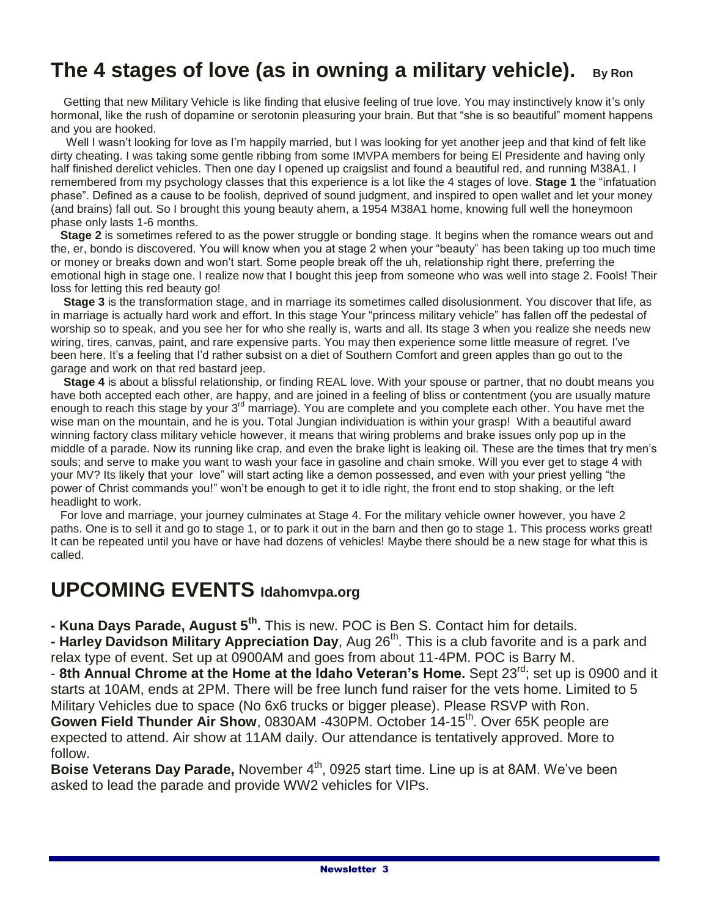# The 4 stages of love (as in owning a military vehicle). By Ron

Getting that new Military Vehicle is like finding that elusive feeling of true love. You may instinctively know it's only hormonal, like the rush of dopamine or serotonin pleasuring your brain. But that "she is so beautiful" moment happens and you are hooked.

Well I wasn't looking for love as I'm happily married, but I was looking for yet another jeep and that kind of felt like dirty cheating. I was taking some gentle ribbing from some IMVPA members for being El Presidente and having only half finished derelict vehicles. Then one day I opened up craigslist and found a beautiful red, and running M38A1. I remembered from my psychology classes that this experience is a lot like the 4 stages of love. **Stage 1** the "infatuation phase". Defined as a cause to be foolish, deprived of sound judgment, and inspired to open wallet and let your money (and brains) fall out. So I brought this young beauty ahem, a 1954 M38A1 home, knowing full well the honeymoon phase only lasts 1-6 months.

**Stage 2** is sometimes refered to as the power struggle or bonding stage. It begins when the romance wears out and the, er, bondo is discovered. You will know when you at stage 2 when your "beauty" has been taking up too much time or money or breaks down and won't start. Some people break off the uh, relationship right there, preferring the emotional high in stage one. I realize now that I bought this jeep from someone who was well into stage 2. Fools! Their loss for letting this red beauty go!

**Stage 3** is the transformation stage, and in marriage its sometimes called disolusionment. You discover that life, as in marriage is actually hard work and effort. In this stage Your "princess military vehicle" has fallen off the pedestal of worship so to speak, and you see her for who she really is, warts and all. Its stage 3 when you realize she needs new wiring, tires, canvas, paint, and rare expensive parts. You may then experience some little measure of regret. I've been here. It's a feeling that I'd rather subsist on a diet of Southern Comfort and green apples than go out to the garage and work on that red bastard jeep.

**Stage 4** is about a blissful relationship, or finding REAL love. With your spouse or partner, that no doubt means you have both accepted each other, are happy, and are joined in a feeling of bliss or contentment (you are usually mature enough to reach this stage by your 3rd marriage). You are complete and you complete each other. You have met the wise man on the mountain, and he is you. Total Jungian individuation is within your grasp! With a beautiful award winning factory class military vehicle however, it means that wiring problems and brake issues only pop up in the middle of a parade. Now its running like crap, and even the brake light is leaking oil. These are the times that try men's souls; and serve to make you want to wash your face in gasoline and chain smoke. Will you ever get to stage 4 with your MV? Its likely that your love" will start acting like a demon possessed, and even with your priest yelling "the power of Christ commands you!" won't be enough to get it to idle right, the front end to stop shaking, or the left headlight to work.

For love and marriage, your journey culminates at Stage 4. For the military vehicle owner however, you have 2 paths. One is to sell it and go to stage 1, or to park it out in the barn and then go to stage 1. This process works great! It can be repeated until you have or have had dozens of vehicles! Maybe there should be a new stage for what this is called.

# UPCOMING EVENTS Idahomvpa.org

**- Kuna Days Parade, August 5th.** This is new. POC is Ben S. Contact him for details.

**- Harley Davidson Military Appreciation Day**, Aug 26th. This is a club favorite and is a park and relax type of event. Set up at 0900AM and goes from about 11-4PM. POC is Barry M.

- **8th Annual Chrome at the Home at the Idaho Veteran's Home.** Sept 23rd; set up is 0900 and it starts at 10AM, ends at 2PM. There will be free lunch fund raiser for the vets home. Limited to 5 Military Vehicles due to space (No 6x6 trucks or bigger please). Please RSVP with Ron.

**Gowen Field Thunder Air Show**, 0830AM -430PM. October 14-15th. Over 65K people are expected to attend. Air show at 11AM daily. Our attendance is tentatively approved. More to follow.

**Boise Veterans Day Parade,** November 4th, 0925 start time. Line up is at 8AM. We've been asked to lead the parade and provide WW2 vehicles for VIPs.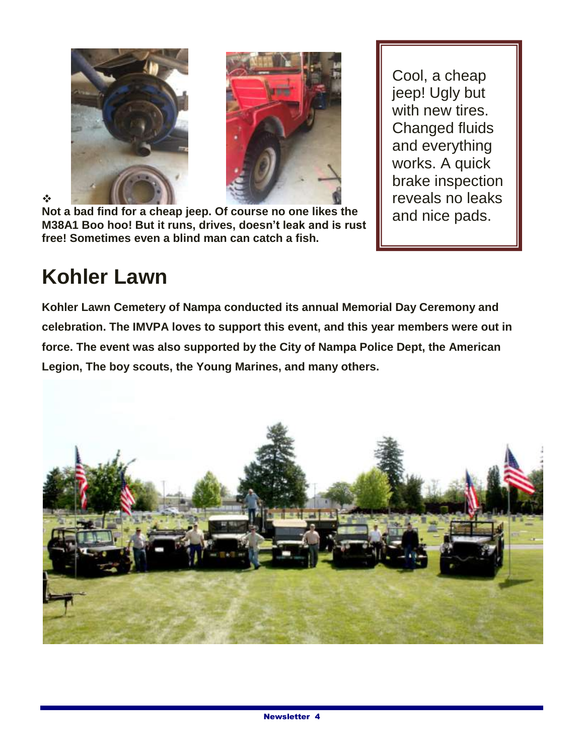❖
**Not a bad find for a cheap jeep. Of course no one likes the M38A1 Boo hoo! But it runs, drives, doesn't leak and is rust free! Sometimes even a blind man can catch a fish.**

Cool, a cheap jeep! Ugly but with new tires. Changed fluids and everything works. A quick brake inspection reveals no leaks and nice pads.

# Kohler Lawn

**Kohler Lawn Cemetery of Nampa conducted its annual Memorial Day Ceremony and celebration. The IMVPA loves to support this event, and this year members were out in force. The event was also supported by the City of Nampa Police Dept, the American Legion, The boy scouts, the Young Marines, and many others.**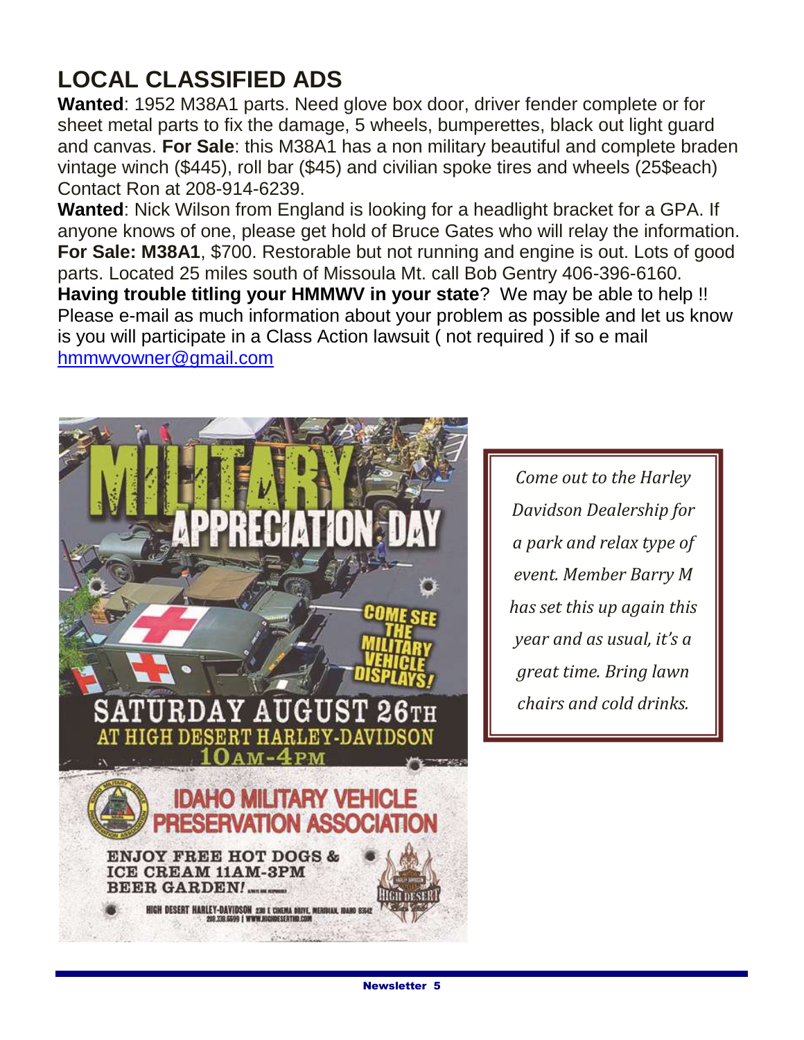## LOCAL CLASSIFIED ADS

**Wanted**: 1952 M38A1 parts. Need glove box door, driver fender complete or for sheet metal parts to fix the damage, 5 wheels, bumperettes, black out light guard and canvas. **For Sale**: this M38A1 has a non military beautiful and complete braden vintage winch ($445), roll bar ($45) and civilian spoke tires and wheels (25$each) Contact Ron at 208-914-6239.

**Wanted**: Nick Wilson from England is looking for a headlight bracket for a GPA. If anyone knows of one, please get hold of Bruce Gates who will relay the information.

**For Sale: M38A1**, $700. Restorable but not running and engine is out. Lots of good parts. Located 25 miles south of Missoula Mt. call Bob Gentry 406-396-6160.

**Having trouble titling your HMMWV in your state**? We may be able to help !! Please e-mail as much information about your problem as possible and let us know is you will participate in a Class Action lawsuit ( not required ) if so e mail [hmmwvowner@gmail.com](mailto:hmmwvowner@gmail.com)

MILITARY APPRECIATION DAY

COME SEE THE MILITARY VEHICLE DISPLAYS!

SATURDAY AUGUST 26TH
AT HIGH DESERT HARLEY-DAVIDSON
10AM-4PM

IDAHO MILITARY VEHICLE PRESERVATION ASSOCIATION

ENJOY FREE HOT DOGS & ICE CREAM 11AM-3PM
BEER GARDEN!

HIGH DESERT HARLEY-DAVIDSON 2310 E CINEMA DRIVE, MERIDIAN, IDAHO 83642
208.338.5599 | WWW.HIGHDESERTHD.COM

*Come out to the Harley Davidson Dealership for a park and relax type of event. Member Barry M has set this up again this year and as usual, it's a great time. Bring lawn chairs and cold drinks.*